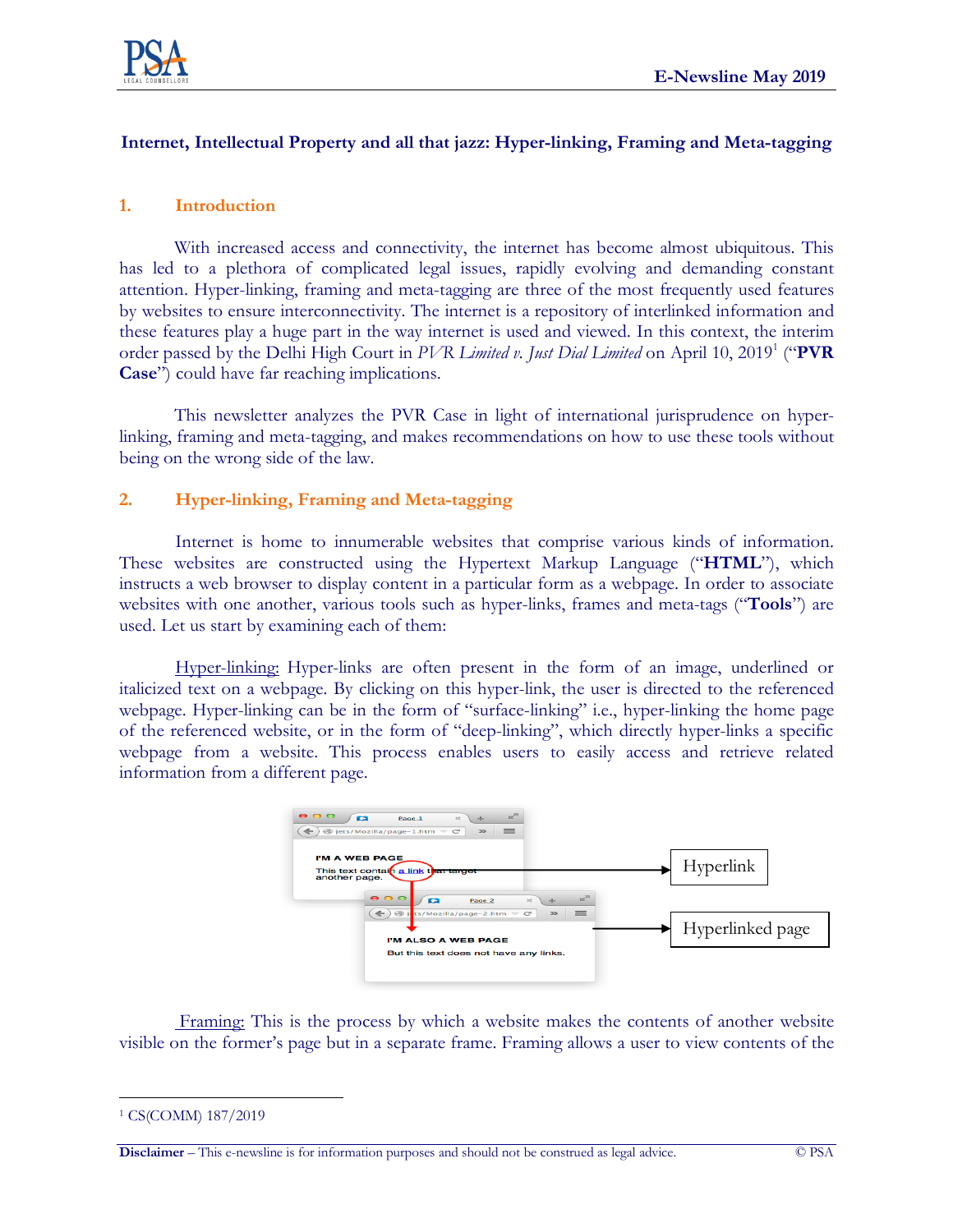# Internet, Intellectual Property and all that jazz: Hyper-linking, Framing and Meta-tagging

## 1. Introduction

With increased access and connectivity, the internet has become almost ubiquitous. This has led to a plethora of complicated legal issues, rapidly evolving and demanding constant attention. Hyper-linking, framing and meta-tagging are three of the most frequently used features by websites to ensure interconnectivity. The internet is a repository of interlinked information and these features play a huge part in the way internet is used and viewed. In this context, the interim order passed by the Delhi High Court in *PVR Limited v. Just Dial Limited* on April 10, 2019[1] ("**PVR Case**") could have far reaching implications.

This newsletter analyzes the PVR Case in light of international jurisprudence on hyper-linking, framing and meta-tagging, and makes recommendations on how to use these tools without being on the wrong side of the law.

## 2. Hyper-linking, Framing and Meta-tagging

Internet is home to innumerable websites that comprise various kinds of information. These websites are constructed using the Hypertext Markup Language ("**HTML**"), which instructs a web browser to display content in a particular form as a webpage. In order to associate websites with one another, various tools such as hyper-links, frames and meta-tags ("**Tools**") are used. Let us start by examining each of them:

Hyper-linking: Hyper-links are often present in the form of an image, underlined or italicized text on a webpage. By clicking on this hyper-link, the user is directed to the referenced webpage. Hyper-linking can be in the form of "surface-linking" i.e., hyper-linking the home page of the referenced website, or in the form of "deep-linking", which directly hyper-links a specific webpage from a website. This process enables users to easily access and retrieve related information from a different page.

Hyperlink

Hyperlinked page

Framing: This is the process by which a website makes the contents of another website visible on the former's page but in a separate frame. Framing allows a user to view contents of the

---

[1] CS(COMM) 187/2019

**Disclaimer** – This e-newsline is for information purposes and should not be construed as legal advice.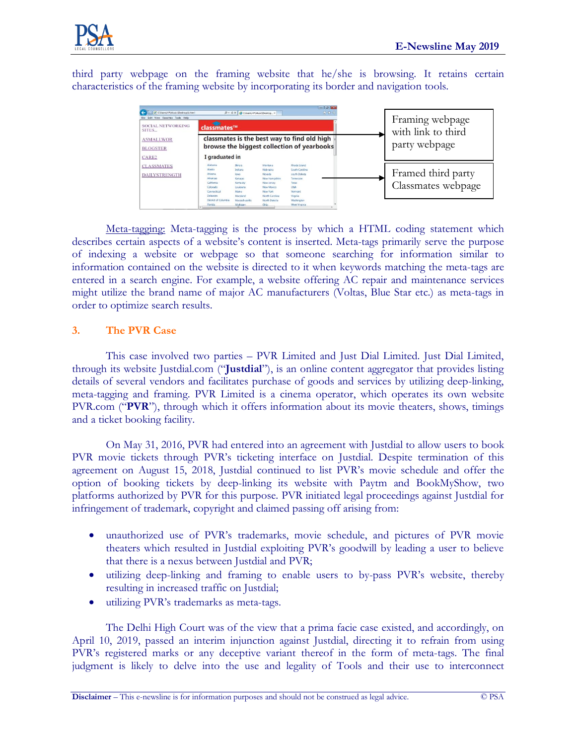third party webpage on the framing website that he/she is browsing. It retains certain characteristics of the framing website by incorporating its border and navigation tools.

Framing webpage with link to third party webpage

Framed third party Classmates webpage

Meta-tagging: Meta-tagging is the process by which a HTML coding statement which describes certain aspects of a website's content is inserted. Meta-tags primarily serve the purpose of indexing a website or webpage so that someone searching for information similar to information contained on the website is directed to it when keywords matching the meta-tags are entered in a search engine. For example, a website offering AC repair and maintenance services might utilize the brand name of major AC manufacturers (Voltas, Blue Star etc.) as meta-tags in order to optimize search results.

## 3. The PVR Case

This case involved two parties – PVR Limited and Just Dial Limited. Just Dial Limited, through its website Justdial.com ("**Justdial**"), is an online content aggregator that provides listing details of several vendors and facilitates purchase of goods and services by utilizing deep-linking, meta-tagging and framing. PVR Limited is a cinema operator, which operates its own website PVR.com ("**PVR**"), through which it offers information about its movie theaters, shows, timings and a ticket booking facility.

On May 31, 2016, PVR had entered into an agreement with Justdial to allow users to book PVR movie tickets through PVR's ticketing interface on Justdial. Despite termination of this agreement on August 15, 2018, Justdial continued to list PVR's movie schedule and offer the option of booking tickets by deep-linking its website with Paytm and BookMyShow, two platforms authorized by PVR for this purpose. PVR initiated legal proceedings against Justdial for infringement of trademark, copyright and claimed passing off arising from:

- unauthorized use of PVR's trademarks, movie schedule, and pictures of PVR movie theaters which resulted in Justdial exploiting PVR's goodwill by leading a user to believe that there is a nexus between Justdial and PVR;
- utilizing deep-linking and framing to enable users to by-pass PVR's website, thereby resulting in increased traffic on Justdial;
- utilizing PVR's trademarks as meta-tags.

The Delhi High Court was of the view that a prima facie case existed, and accordingly, on April 10, 2019, passed an interim injunction against Justdial, directing it to refrain from using PVR's registered marks or any deceptive variant thereof in the form of meta-tags. The final judgment is likely to delve into the use and legality of Tools and their use to interconnect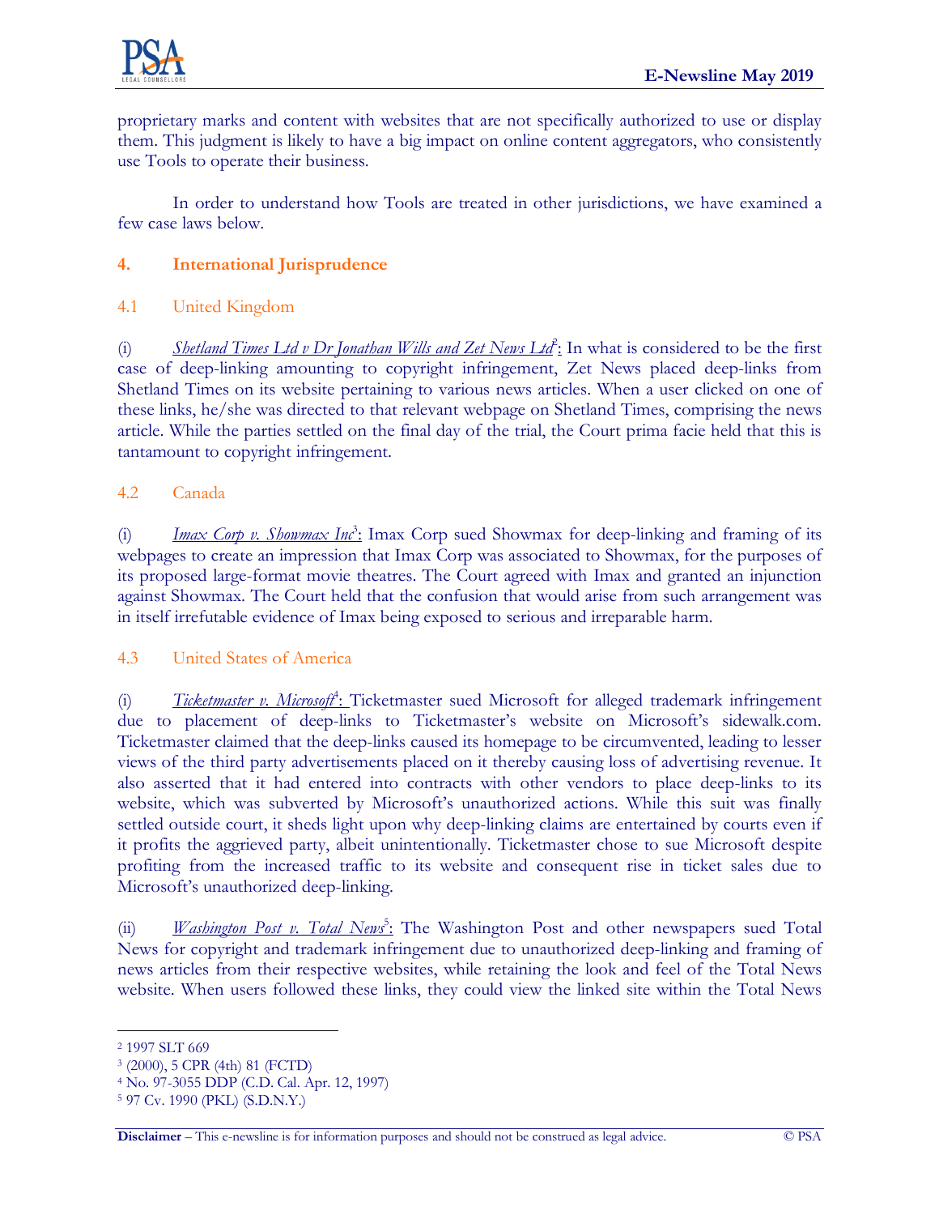proprietary marks and content with websites that are not specifically authorized to use or display them. This judgment is likely to have a big impact on online content aggregators, who consistently use Tools to operate their business.

In order to understand how Tools are treated in other jurisdictions, we have examined a few case laws below.

## 4. International Jurisprudence

### 4.1 United Kingdom

(i) *Shetland Times Ltd v Dr Jonathan Wills and Zet News Ltd*[2]: In what is considered to be the first case of deep-linking amounting to copyright infringement, Zet News placed deep-links from Shetland Times on its website pertaining to various news articles. When a user clicked on one of these links, he/she was directed to that relevant webpage on Shetland Times, comprising the news article. While the parties settled on the final day of the trial, the Court prima facie held that this is tantamount to copyright infringement.

### 4.2 Canada

(i) *Imax Corp v. Showmax Inc*[3]: Imax Corp sued Showmax for deep-linking and framing of its webpages to create an impression that Imax Corp was associated to Showmax, for the purposes of its proposed large-format movie theatres. The Court agreed with Imax and granted an injunction against Showmax. The Court held that the confusion that would arise from such arrangement was in itself irrefutable evidence of Imax being exposed to serious and irreparable harm.

### 4.3 United States of America

(i) *Ticketmaster v. Microsoft*[4]: Ticketmaster sued Microsoft for alleged trademark infringement due to placement of deep-links to Ticketmaster's website on Microsoft's sidewalk.com. Ticketmaster claimed that the deep-links caused its homepage to be circumvented, leading to lesser views of the third party advertisements placed on it thereby causing loss of advertising revenue. It also asserted that it had entered into contracts with other vendors to place deep-links to its website, which was subverted by Microsoft's unauthorized actions. While this suit was finally settled outside court, it sheds light upon why deep-linking claims are entertained by courts even if it profits the aggrieved party, albeit unintentionally. Ticketmaster chose to sue Microsoft despite profiting from the increased traffic to its website and consequent rise in ticket sales due to Microsoft's unauthorized deep-linking.

(ii) *Washington Post v. Total News*[5]: The Washington Post and other newspapers sued Total News for copyright and trademark infringement due to unauthorized deep-linking and framing of news articles from their respective websites, while retaining the look and feel of the Total News website. When users followed these links, they could view the linked site within the Total News

---

[2] 1997 SLT 669

[3] (2000), 5 CPR (4th) 81 (FCTD)

[4] No. 97-3055 DDP (C.D. Cal. Apr. 12, 1997)

[5] 97 Cv. 1990 (PKL) (S.D.N.Y.)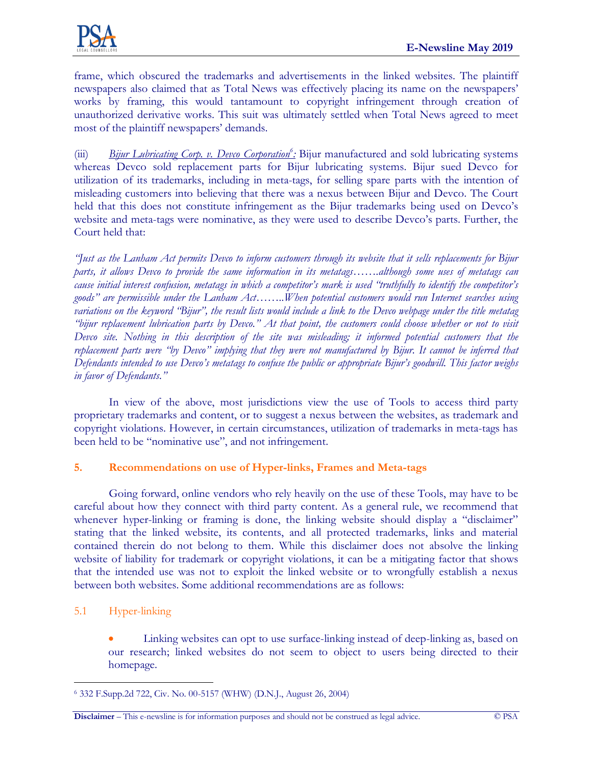frame, which obscured the trademarks and advertisements in the linked websites. The plaintiff newspapers also claimed that as Total News was effectively placing its name on the newspapers' works by framing, this would tantamount to copyright infringement through creation of unauthorized derivative works. This suit was ultimately settled when Total News agreed to meet most of the plaintiff newspapers' demands.

(iii) *Bijur Lubricating Corp. v. Devco Corporation*[6]*:* Bijur manufactured and sold lubricating systems whereas Devco sold replacement parts for Bijur lubricating systems. Bijur sued Devco for utilization of its trademarks, including in meta-tags, for selling spare parts with the intention of misleading customers into believing that there was a nexus between Bijur and Devco. The Court held that this does not constitute infringement as the Bijur trademarks being used on Devco's website and meta-tags were nominative, as they were used to describe Devco's parts. Further, the Court held that:

*"Just as the Lanham Act permits Devco to inform customers through its website that it sells replacements for Bijur parts, it allows Devco to provide the same information in its metatags…….although some uses of metatags can cause initial interest confusion, metatags in which a competitor's mark is used "truthfully to identify the competitor's goods" are permissible under the Lanham Act……..When potential customers would run Internet searches using variations on the keyword "Bijur", the result lists would include a link to the Devco webpage under the title metatag "bijur replacement lubrication parts by Devco." At that point, the customers could choose whether or not to visit Devco site. Nothing in this description of the site was misleading; it informed potential customers that the replacement parts were "by Devco" implying that they were not manufactured by Bijur. It cannot be inferred that Defendants intended to use Devco's metatags to confuse the public or appropriate Bijur's goodwill. This factor weighs in favor of Defendants."*

In view of the above, most jurisdictions view the use of Tools to access third party proprietary trademarks and content, or to suggest a nexus between the websites, as trademark and copyright violations. However, in certain circumstances, utilization of trademarks in meta-tags has been held to be "nominative use", and not infringement.

## 5. Recommendations on use of Hyper-links, Frames and Meta-tags

Going forward, online vendors who rely heavily on the use of these Tools, may have to be careful about how they connect with third party content. As a general rule, we recommend that whenever hyper-linking or framing is done, the linking website should display a "disclaimer" stating that the linked website, its contents, and all protected trademarks, links and material contained therein do not belong to them. While this disclaimer does not absolve the linking website of liability for trademark or copyright violations, it can be a mitigating factor that shows that the intended use was not to exploit the linked website or to wrongfully establish a nexus between both websites. Some additional recommendations are as follows:

### 5.1 Hyper-linking

- Linking websites can opt to use surface-linking instead of deep-linking as, based on our research; linked websites do not seem to object to users being directed to their homepage.

[6] 332 F.Supp.2d 722, Civ. No. 00-5157 (WHW) (D.N.J., August 26, 2004)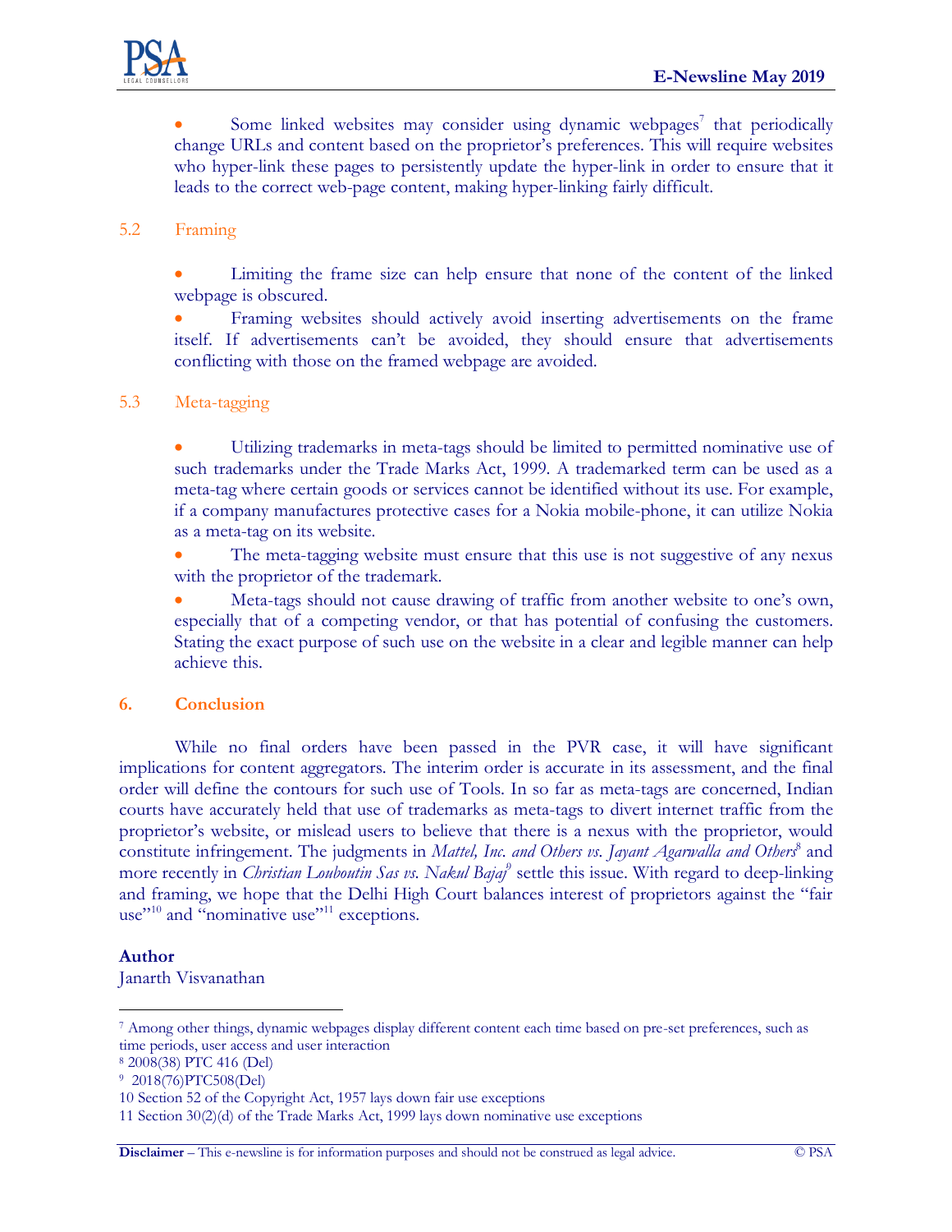- Some linked websites may consider using dynamic webpages[7] that periodically change URLs and content based on the proprietor's preferences. This will require websites who hyper-link these pages to persistently update the hyper-link in order to ensure that it leads to the correct web-page content, making hyper-linking fairly difficult.

### 5.2 Framing

- Limiting the frame size can help ensure that none of the content of the linked webpage is obscured.
- Framing websites should actively avoid inserting advertisements on the frame itself. If advertisements can't be avoided, they should ensure that advertisements conflicting with those on the framed webpage are avoided.

### 5.3 Meta-tagging

- Utilizing trademarks in meta-tags should be limited to permitted nominative use of such trademarks under the Trade Marks Act, 1999. A trademarked term can be used as a meta-tag where certain goods or services cannot be identified without its use. For example, if a company manufactures protective cases for a Nokia mobile-phone, it can utilize Nokia as a meta-tag on its website.
- The meta-tagging website must ensure that this use is not suggestive of any nexus with the proprietor of the trademark.
- Meta-tags should not cause drawing of traffic from another website to one's own, especially that of a competing vendor, or that has potential of confusing the customers. Stating the exact purpose of such use on the website in a clear and legible manner can help achieve this.

## 6. Conclusion

While no final orders have been passed in the PVR case, it will have significant implications for content aggregators. The interim order is accurate in its assessment, and the final order will define the contours for such use of Tools. In so far as meta-tags are concerned, Indian courts have accurately held that use of trademarks as meta-tags to divert internet traffic from the proprietor's website, or mislead users to believe that there is a nexus with the proprietor, would constitute infringement. The judgments in *Mattel, Inc. and Others vs. Jayant Agarwalla and Others*[8] and more recently in *Christian Louboutin Sas vs. Nakul Bajaj*[9] settle this issue. With regard to deep-linking and framing, we hope that the Delhi High Court balances interest of proprietors against the "fair use"[10] and "nominative use"[11] exceptions.

**Author**
Janarth Visvanathan

---

[7] Among other things, dynamic webpages display different content each time based on pre-set preferences, such as time periods, user access and user interaction

[8] 2008(38) PTC 416 (Del)

[9] 2018(76)PTC508(Del)

10 Section 52 of the Copyright Act, 1957 lays down fair use exceptions

11 Section 30(2)(d) of the Trade Marks Act, 1999 lays down nominative use exceptions

**Disclaimer** – This e-newsline is for information purposes and should not be construed as legal advice. © PSA